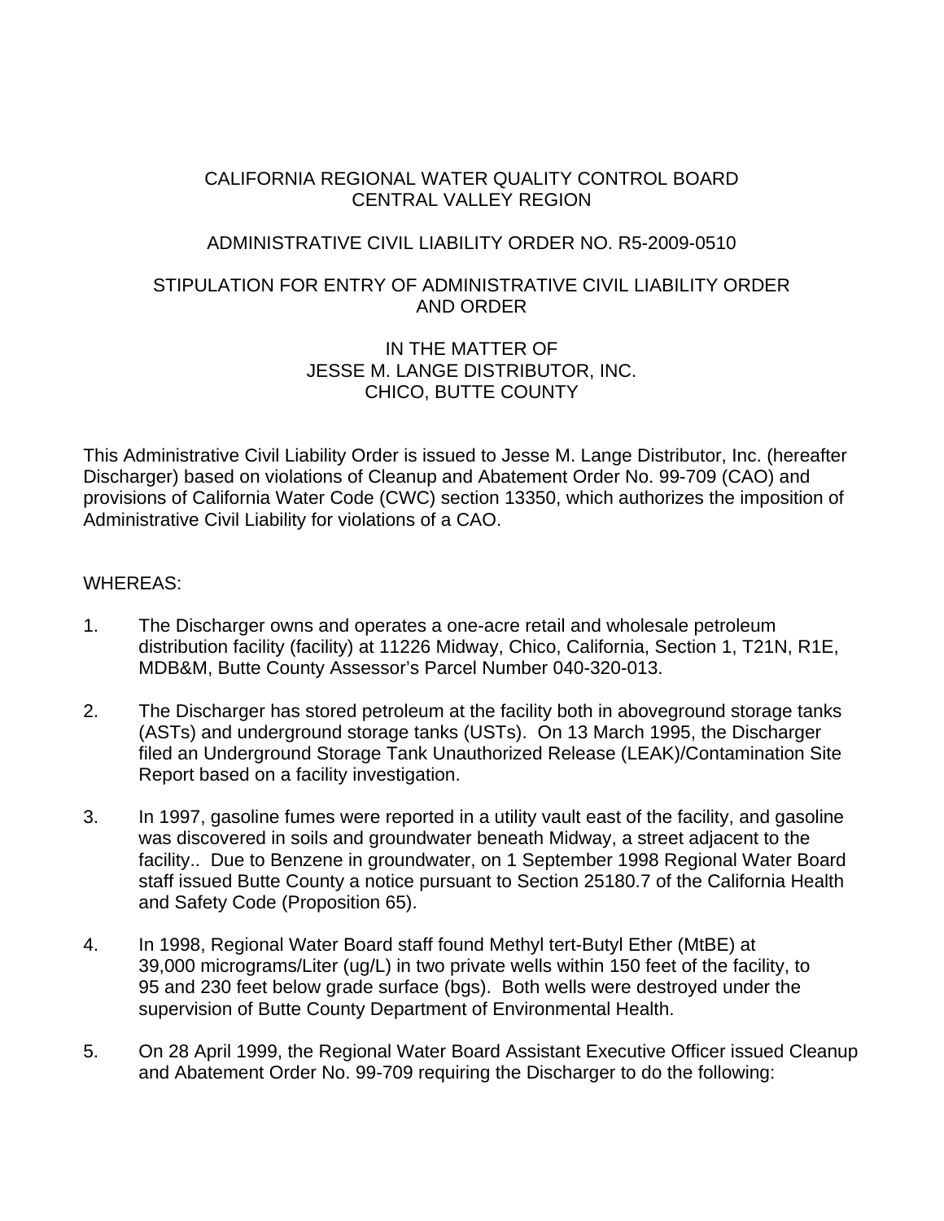CALIFORNIA REGIONAL WATER QUALITY CONTROL BOARD
CENTRAL VALLEY REGION

ADMINISTRATIVE CIVIL LIABILITY ORDER NO. R5-2009-0510

STIPULATION FOR ENTRY OF ADMINISTRATIVE CIVIL LIABILITY ORDER AND ORDER

IN THE MATTER OF
JESSE M. LANGE DISTRIBUTOR, INC.
CHICO, BUTTE COUNTY

This Administrative Civil Liability Order is issued to Jesse M. Lange Distributor, Inc. (hereafter Discharger) based on violations of Cleanup and Abatement Order No. 99-709 (CAO) and provisions of California Water Code (CWC) section 13350, which authorizes the imposition of Administrative Civil Liability for violations of a CAO.

WHEREAS:

1. The Discharger owns and operates a one-acre retail and wholesale petroleum distribution facility (facility) at 11226 Midway, Chico, California, Section 1, T21N, R1E, MDB&M, Butte County Assessor's Parcel Number 040-320-013.

2. The Discharger has stored petroleum at the facility both in aboveground storage tanks (ASTs) and underground storage tanks (USTs). On 13 March 1995, the Discharger filed an Underground Storage Tank Unauthorized Release (LEAK)/Contamination Site Report based on a facility investigation.

3. In 1997, gasoline fumes were reported in a utility vault east of the facility, and gasoline was discovered in soils and groundwater beneath Midway, a street adjacent to the facility.. Due to Benzene in groundwater, on 1 September 1998 Regional Water Board staff issued Butte County a notice pursuant to Section 25180.7 of the California Health and Safety Code (Proposition 65).

4. In 1998, Regional Water Board staff found Methyl tert-Butyl Ether (MtBE) at 39,000 micrograms/Liter (ug/L) in two private wells within 150 feet of the facility, to 95 and 230 feet below grade surface (bgs). Both wells were destroyed under the supervision of Butte County Department of Environmental Health.

5. On 28 April 1999, the Regional Water Board Assistant Executive Officer issued Cleanup and Abatement Order No. 99-709 requiring the Discharger to do the following: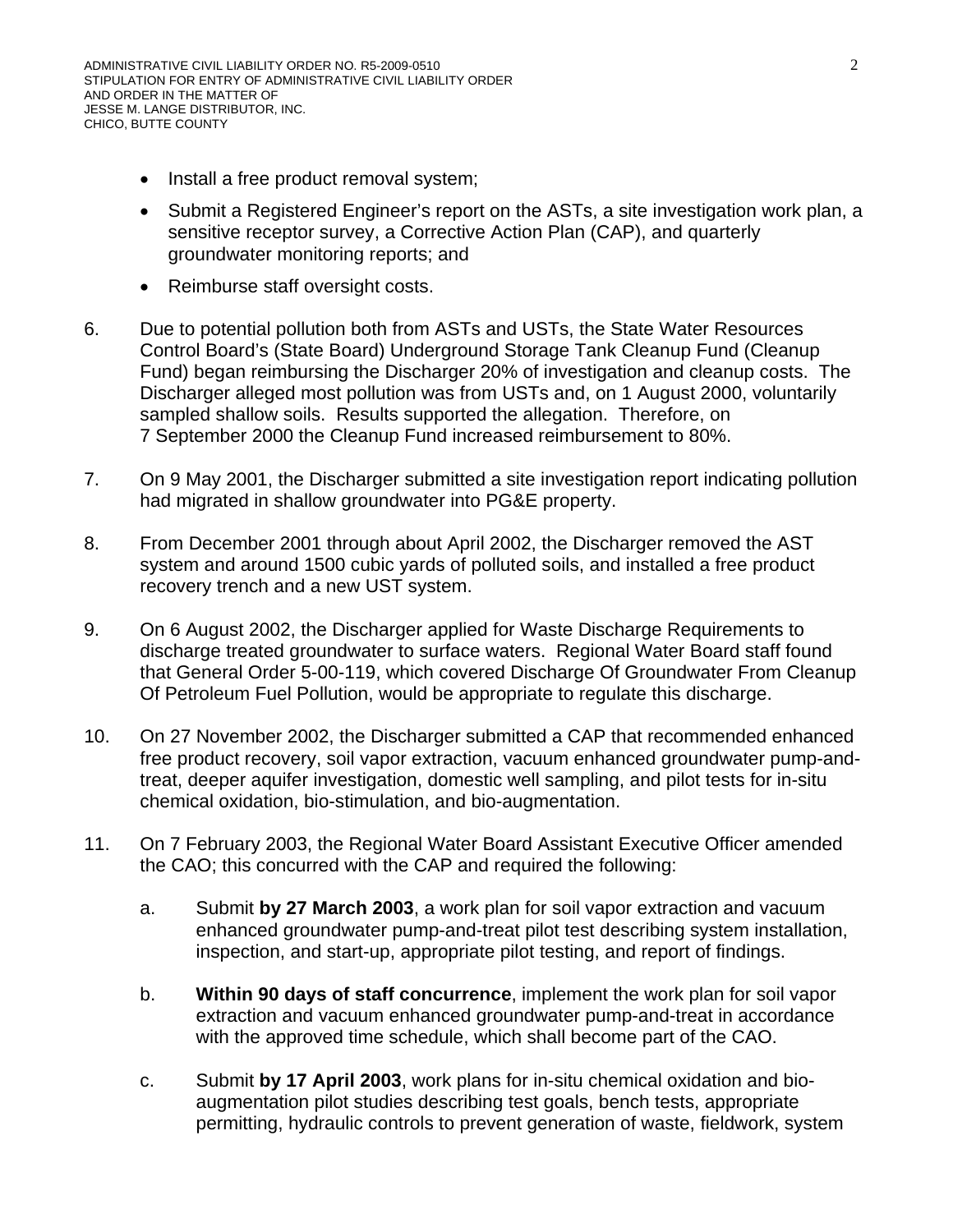- Install a free product removal system;
- Submit a Registered Engineer's report on the ASTs, a site investigation work plan, a sensitive receptor survey, a Corrective Action Plan (CAP), and quarterly groundwater monitoring reports; and
- Reimburse staff oversight costs.

6. Due to potential pollution both from ASTs and USTs, the State Water Resources Control Board's (State Board) Underground Storage Tank Cleanup Fund (Cleanup Fund) began reimbursing the Discharger 20% of investigation and cleanup costs. The Discharger alleged most pollution was from USTs and, on 1 August 2000, voluntarily sampled shallow soils. Results supported the allegation. Therefore, on 7 September 2000 the Cleanup Fund increased reimbursement to 80%.

7. On 9 May 2001, the Discharger submitted a site investigation report indicating pollution had migrated in shallow groundwater into PG&E property.

8. From December 2001 through about April 2002, the Discharger removed the AST system and around 1500 cubic yards of polluted soils, and installed a free product recovery trench and a new UST system.

9. On 6 August 2002, the Discharger applied for Waste Discharge Requirements to discharge treated groundwater to surface waters. Regional Water Board staff found that General Order 5-00-119, which covered Discharge Of Groundwater From Cleanup Of Petroleum Fuel Pollution, would be appropriate to regulate this discharge.

10. On 27 November 2002, the Discharger submitted a CAP that recommended enhanced free product recovery, soil vapor extraction, vacuum enhanced groundwater pump-and-treat, deeper aquifer investigation, domestic well sampling, and pilot tests for in-situ chemical oxidation, bio-stimulation, and bio-augmentation.

11. On 7 February 2003, the Regional Water Board Assistant Executive Officer amended the CAO; this concurred with the CAP and required the following:

    a. Submit **by 27 March 2003**, a work plan for soil vapor extraction and vacuum enhanced groundwater pump-and-treat pilot test describing system installation, inspection, and start-up, appropriate pilot testing, and report of findings.

    b. **Within 90 days of staff concurrence**, implement the work plan for soil vapor extraction and vacuum enhanced groundwater pump-and-treat in accordance with the approved time schedule, which shall become part of the CAO.

    c. Submit **by 17 April 2003**, work plans for in-situ chemical oxidation and bio-augmentation pilot studies describing test goals, bench tests, appropriate permitting, hydraulic controls to prevent generation of waste, fieldwork, system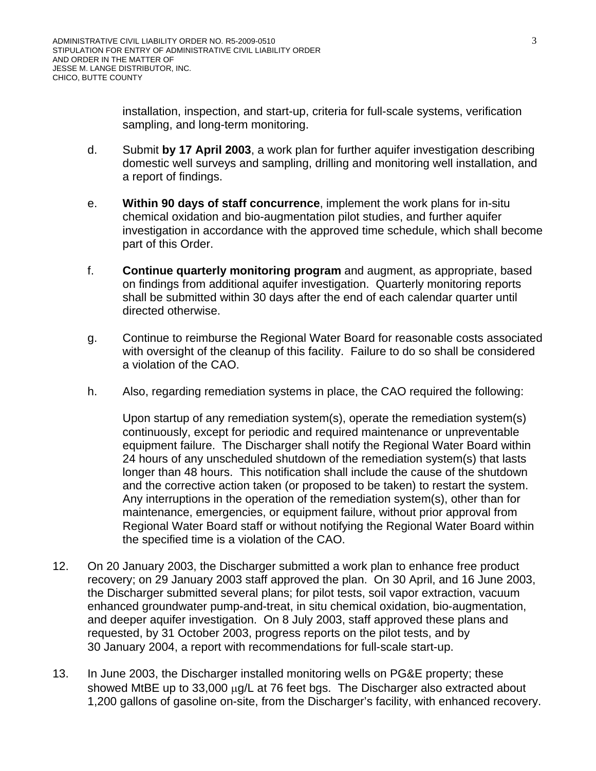installation, inspection, and start-up, criteria for full-scale systems, verification sampling, and long-term monitoring.

d. Submit **by 17 April 2003**, a work plan for further aquifer investigation describing domestic well surveys and sampling, drilling and monitoring well installation, and a report of findings.

e. **Within 90 days of staff concurrence**, implement the work plans for in-situ chemical oxidation and bio-augmentation pilot studies, and further aquifer investigation in accordance with the approved time schedule, which shall become part of this Order.

f. **Continue quarterly monitoring program** and augment, as appropriate, based on findings from additional aquifer investigation. Quarterly monitoring reports shall be submitted within 30 days after the end of each calendar quarter until directed otherwise.

g. Continue to reimburse the Regional Water Board for reasonable costs associated with oversight of the cleanup of this facility. Failure to do so shall be considered a violation of the CAO.

h. Also, regarding remediation systems in place, the CAO required the following:

   Upon startup of any remediation system(s), operate the remediation system(s) continuously, except for periodic and required maintenance or unpreventable equipment failure. The Discharger shall notify the Regional Water Board within 24 hours of any unscheduled shutdown of the remediation system(s) that lasts longer than 48 hours. This notification shall include the cause of the shutdown and the corrective action taken (or proposed to be taken) to restart the system. Any interruptions in the operation of the remediation system(s), other than for maintenance, emergencies, or equipment failure, without prior approval from Regional Water Board staff or without notifying the Regional Water Board within the specified time is a violation of the CAO.

12. On 20 January 2003, the Discharger submitted a work plan to enhance free product recovery; on 29 January 2003 staff approved the plan. On 30 April, and 16 June 2003, the Discharger submitted several plans; for pilot tests, soil vapor extraction, vacuum enhanced groundwater pump-and-treat, in situ chemical oxidation, bio-augmentation, and deeper aquifer investigation. On 8 July 2003, staff approved these plans and requested, by 31 October 2003, progress reports on the pilot tests, and by 30 January 2004, a report with recommendations for full-scale start-up.

13. In June 2003, the Discharger installed monitoring wells on PG&E property; these showed MtBE up to 33,000 μg/L at 76 feet bgs. The Discharger also extracted about 1,200 gallons of gasoline on-site, from the Discharger's facility, with enhanced recovery.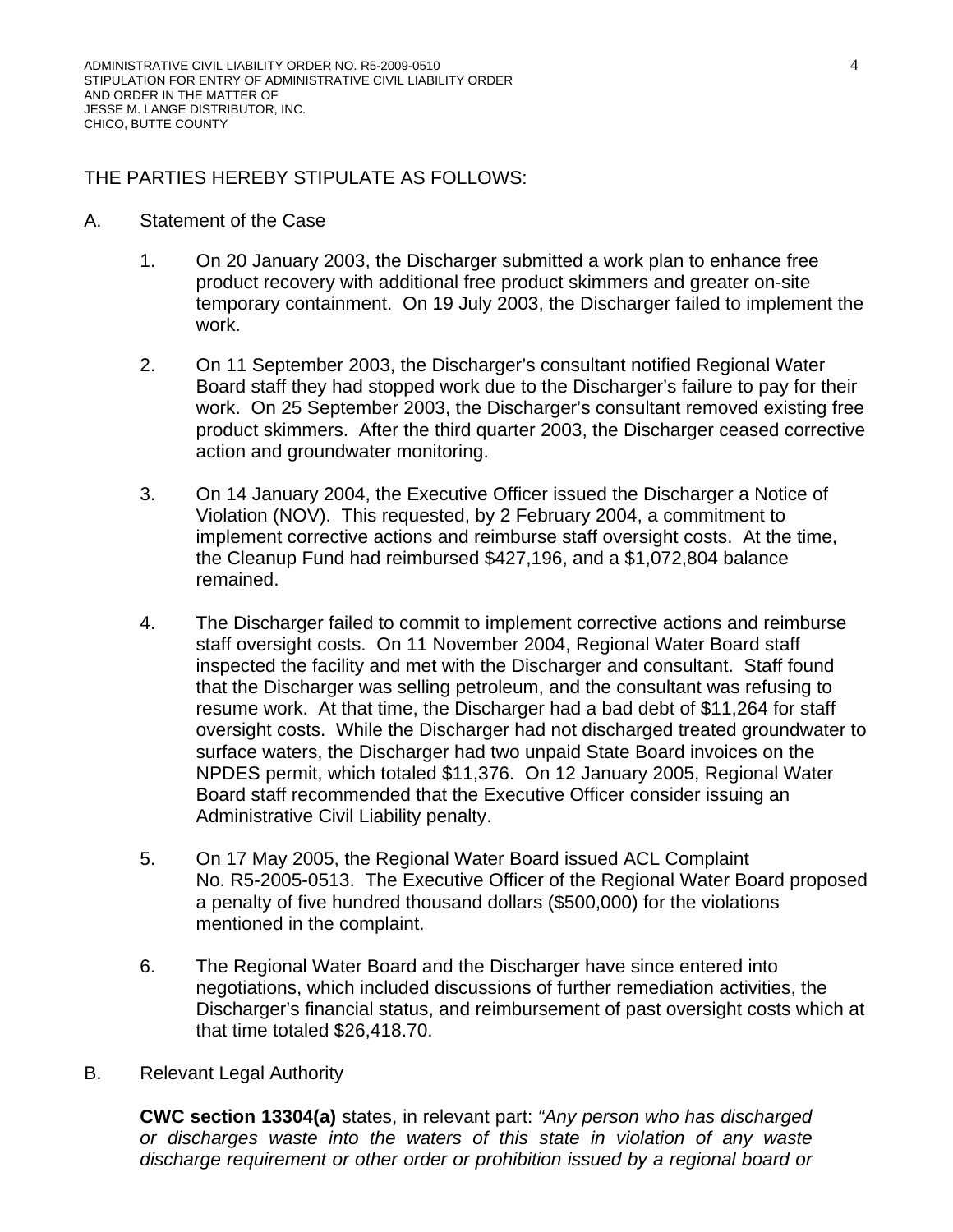THE PARTIES HEREBY STIPULATE AS FOLLOWS:

A. Statement of the Case

1. On 20 January 2003, the Discharger submitted a work plan to enhance free product recovery with additional free product skimmers and greater on-site temporary containment. On 19 July 2003, the Discharger failed to implement the work.

2. On 11 September 2003, the Discharger's consultant notified Regional Water Board staff they had stopped work due to the Discharger's failure to pay for their work. On 25 September 2003, the Discharger's consultant removed existing free product skimmers. After the third quarter 2003, the Discharger ceased corrective action and groundwater monitoring.

3. On 14 January 2004, the Executive Officer issued the Discharger a Notice of Violation (NOV). This requested, by 2 February 2004, a commitment to implement corrective actions and reimburse staff oversight costs. At the time, the Cleanup Fund had reimbursed $427,196, and a $1,072,804 balance remained.

4. The Discharger failed to commit to implement corrective actions and reimburse staff oversight costs. On 11 November 2004, Regional Water Board staff inspected the facility and met with the Discharger and consultant. Staff found that the Discharger was selling petroleum, and the consultant was refusing to resume work. At that time, the Discharger had a bad debt of $11,264 for staff oversight costs. While the Discharger had not discharged treated groundwater to surface waters, the Discharger had two unpaid State Board invoices on the NPDES permit, which totaled $11,376. On 12 January 2005, Regional Water Board staff recommended that the Executive Officer consider issuing an Administrative Civil Liability penalty.

5. On 17 May 2005, the Regional Water Board issued ACL Complaint No. R5-2005-0513. The Executive Officer of the Regional Water Board proposed a penalty of five hundred thousand dollars ($500,000) for the violations mentioned in the complaint.

6. The Regional Water Board and the Discharger have since entered into negotiations, which included discussions of further remediation activities, the Discharger's financial status, and reimbursement of past oversight costs which at that time totaled $26,418.70.

B. Relevant Legal Authority

**CWC section 13304(a)** states, in relevant part: *"Any person who has discharged or discharges waste into the waters of this state in violation of any waste discharge requirement or other order or prohibition issued by a regional board or*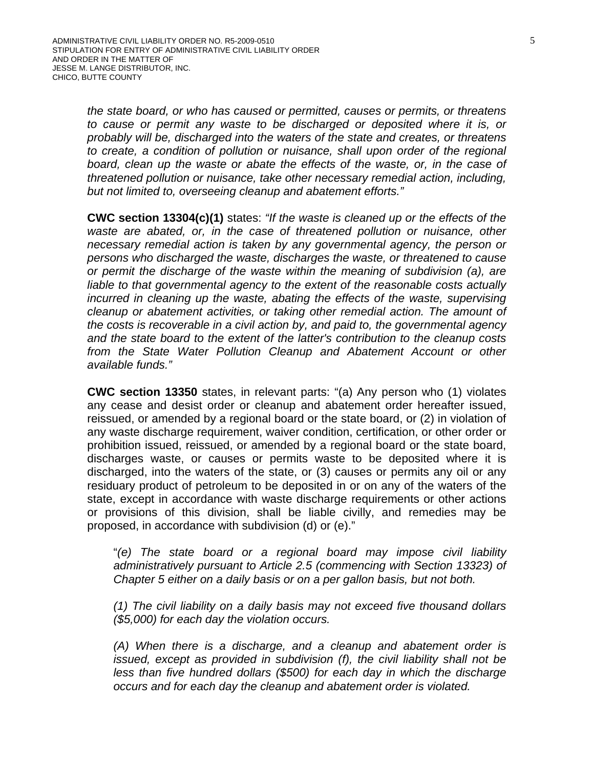*the state board, or who has caused or permitted, causes or permits, or threatens to cause or permit any waste to be discharged or deposited where it is, or probably will be, discharged into the waters of the state and creates, or threatens to create, a condition of pollution or nuisance, shall upon order of the regional board, clean up the waste or abate the effects of the waste, or, in the case of threatened pollution or nuisance, take other necessary remedial action, including, but not limited to, overseeing cleanup and abatement efforts."*

**CWC section 13304(c)(1)** states: *"If the waste is cleaned up or the effects of the waste are abated, or, in the case of threatened pollution or nuisance, other necessary remedial action is taken by any governmental agency, the person or persons who discharged the waste, discharges the waste, or threatened to cause or permit the discharge of the waste within the meaning of subdivision (a), are liable to that governmental agency to the extent of the reasonable costs actually incurred in cleaning up the waste, abating the effects of the waste, supervising cleanup or abatement activities, or taking other remedial action. The amount of the costs is recoverable in a civil action by, and paid to, the governmental agency and the state board to the extent of the latter's contribution to the cleanup costs from the State Water Pollution Cleanup and Abatement Account or other available funds."*

**CWC section 13350** states, in relevant parts: "(a) Any person who (1) violates any cease and desist order or cleanup and abatement order hereafter issued, reissued, or amended by a regional board or the state board, or (2) in violation of any waste discharge requirement, waiver condition, certification, or other order or prohibition issued, reissued, or amended by a regional board or the state board, discharges waste, or causes or permits waste to be deposited where it is discharged, into the waters of the state, or (3) causes or permits any oil or any residuary product of petroleum to be deposited in or on any of the waters of the state, except in accordance with waste discharge requirements or other actions or provisions of this division, shall be liable civilly, and remedies may be proposed, in accordance with subdivision (d) or (e)."

> "*(e) The state board or a regional board may impose civil liability administratively pursuant to Article 2.5 (commencing with Section 13323) of Chapter 5 either on a daily basis or on a per gallon basis, but not both.*
>
> *(1) The civil liability on a daily basis may not exceed five thousand dollars ($5,000) for each day the violation occurs.*
>
> *(A) When there is a discharge, and a cleanup and abatement order is issued, except as provided in subdivision (f), the civil liability shall not be less than five hundred dollars ($500) for each day in which the discharge occurs and for each day the cleanup and abatement order is violated.*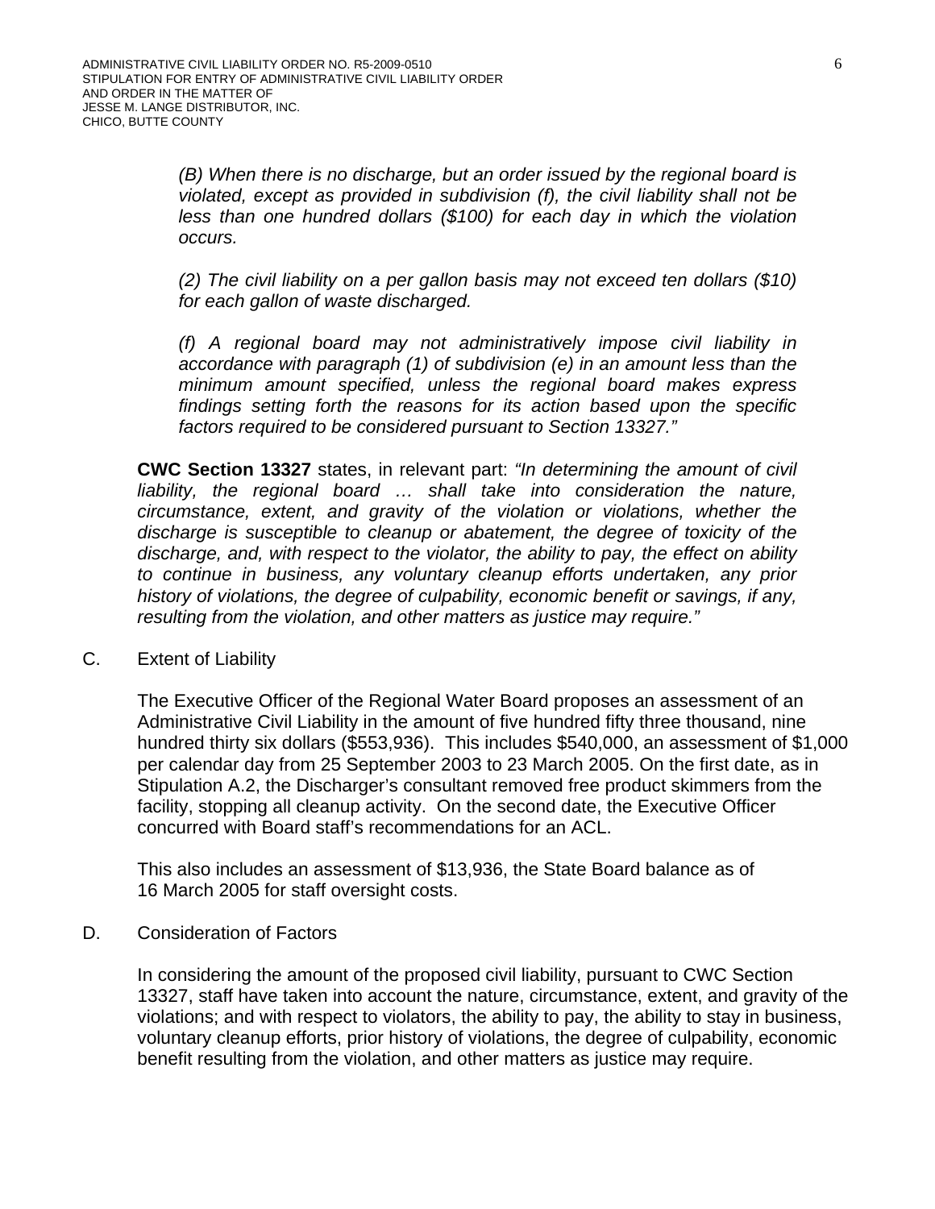*(B) When there is no discharge, but an order issued by the regional board is violated, except as provided in subdivision (f), the civil liability shall not be less than one hundred dollars ($100) for each day in which the violation occurs.*

*(2) The civil liability on a per gallon basis may not exceed ten dollars ($10) for each gallon of waste discharged.*

*(f) A regional board may not administratively impose civil liability in accordance with paragraph (1) of subdivision (e) in an amount less than the minimum amount specified, unless the regional board makes express findings setting forth the reasons for its action based upon the specific factors required to be considered pursuant to Section 13327."*

**CWC Section 13327** states, in relevant part: *"In determining the amount of civil liability, the regional board … shall take into consideration the nature, circumstance, extent, and gravity of the violation or violations, whether the discharge is susceptible to cleanup or abatement, the degree of toxicity of the discharge, and, with respect to the violator, the ability to pay, the effect on ability to continue in business, any voluntary cleanup efforts undertaken, any prior history of violations, the degree of culpability, economic benefit or savings, if any, resulting from the violation, and other matters as justice may require."*

C. Extent of Liability

The Executive Officer of the Regional Water Board proposes an assessment of an Administrative Civil Liability in the amount of five hundred fifty three thousand, nine hundred thirty six dollars ($553,936). This includes $540,000, an assessment of $1,000 per calendar day from 25 September 2003 to 23 March 2005. On the first date, as in Stipulation A.2, the Discharger's consultant removed free product skimmers from the facility, stopping all cleanup activity. On the second date, the Executive Officer concurred with Board staff's recommendations for an ACL.

This also includes an assessment of $13,936, the State Board balance as of 16 March 2005 for staff oversight costs.

D. Consideration of Factors

In considering the amount of the proposed civil liability, pursuant to CWC Section 13327, staff have taken into account the nature, circumstance, extent, and gravity of the violations; and with respect to violators, the ability to pay, the ability to stay in business, voluntary cleanup efforts, prior history of violations, the degree of culpability, economic benefit resulting from the violation, and other matters as justice may require.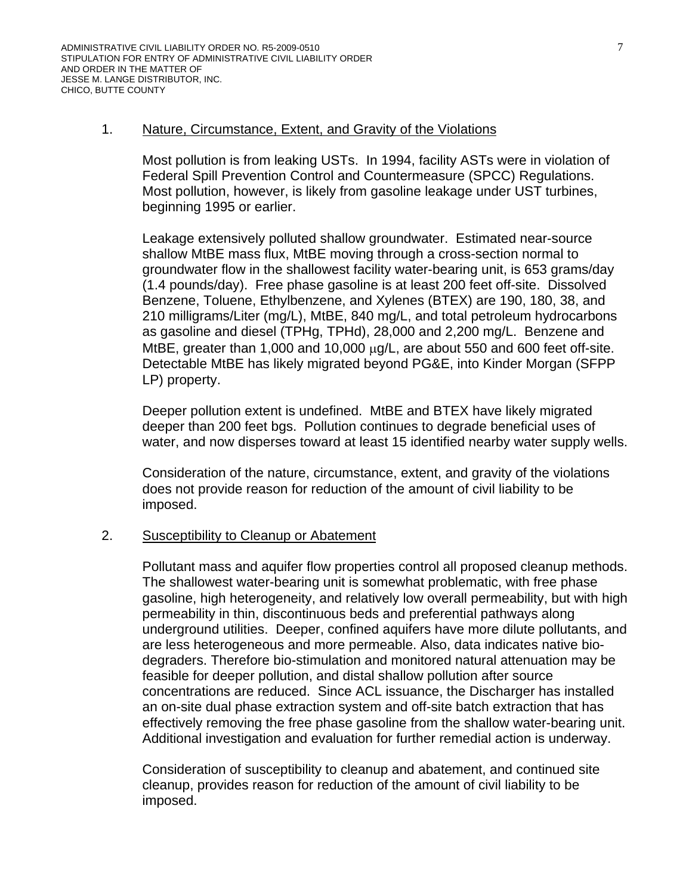1. <u>Nature, Circumstance, Extent, and Gravity of the Violations</u>

   Most pollution is from leaking USTs. In 1994, facility ASTs were in violation of Federal Spill Prevention Control and Countermeasure (SPCC) Regulations. Most pollution, however, is likely from gasoline leakage under UST turbines, beginning 1995 or earlier.

   Leakage extensively polluted shallow groundwater. Estimated near-source shallow MtBE mass flux, MtBE moving through a cross-section normal to groundwater flow in the shallowest facility water-bearing unit, is 653 grams/day (1.4 pounds/day). Free phase gasoline is at least 200 feet off-site. Dissolved Benzene, Toluene, Ethylbenzene, and Xylenes (BTEX) are 190, 180, 38, and 210 milligrams/Liter (mg/L), MtBE, 840 mg/L, and total petroleum hydrocarbons as gasoline and diesel (TPHg, TPHd), 28,000 and 2,200 mg/L. Benzene and MtBE, greater than 1,000 and 10,000 μg/L, are about 550 and 600 feet off-site. Detectable MtBE has likely migrated beyond PG&E, into Kinder Morgan (SFPP LP) property.

   Deeper pollution extent is undefined. MtBE and BTEX have likely migrated deeper than 200 feet bgs. Pollution continues to degrade beneficial uses of water, and now disperses toward at least 15 identified nearby water supply wells.

   Consideration of the nature, circumstance, extent, and gravity of the violations does not provide reason for reduction of the amount of civil liability to be imposed.

2. <u>Susceptibility to Cleanup or Abatement</u>

   Pollutant mass and aquifer flow properties control all proposed cleanup methods. The shallowest water-bearing unit is somewhat problematic, with free phase gasoline, high heterogeneity, and relatively low overall permeability, but with high permeability in thin, discontinuous beds and preferential pathways along underground utilities. Deeper, confined aquifers have more dilute pollutants, and are less heterogeneous and more permeable. Also, data indicates native bio-degraders. Therefore bio-stimulation and monitored natural attenuation may be feasible for deeper pollution, and distal shallow pollution after source concentrations are reduced. Since ACL issuance, the Discharger has installed an on-site dual phase extraction system and off-site batch extraction that has effectively removing the free phase gasoline from the shallow water-bearing unit. Additional investigation and evaluation for further remedial action is underway.

   Consideration of susceptibility to cleanup and abatement, and continued site cleanup, provides reason for reduction of the amount of civil liability to be imposed.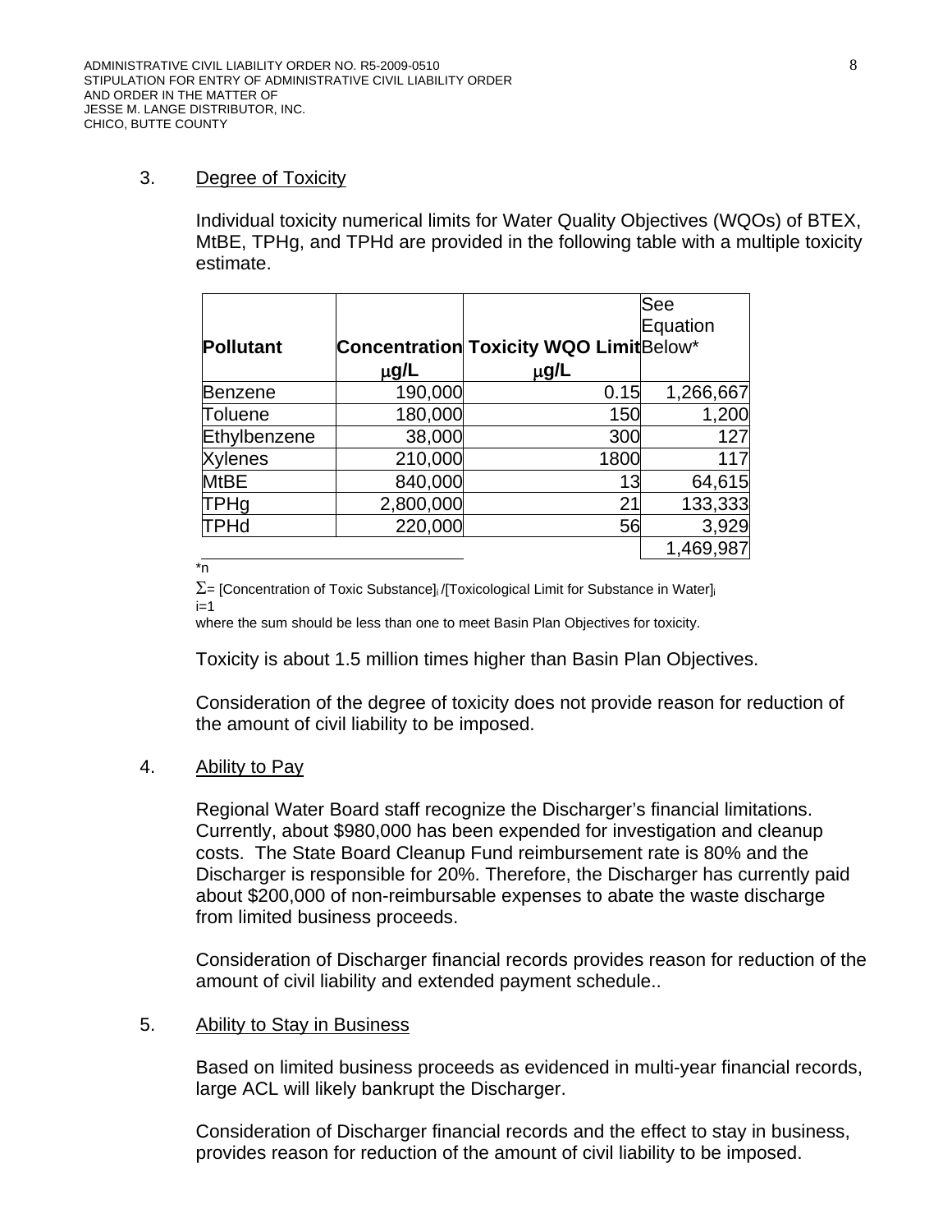3. Degree of Toxicity

Individual toxicity numerical limits for Water Quality Objectives (WQOs) of BTEX, MtBE, TPHg, and TPHd are provided in the following table with a multiple toxicity estimate.

| Pollutant | Concentration μg/L | Toxicity WQO Limit μg/L | See Equation Below* |
|---|---|---|---|
| Benzene | 190,000 | 0.15 | 1,266,667 |
| Toluene | 180,000 | 150 | 1,200 |
| Ethylbenzene | 38,000 | 300 | 127 |
| Xylenes | 210,000 | 1800 | 117 |
| MtBE | 840,000 | 13 | 64,615 |
| TPHg | 2,800,000 | 21 | 133,333 |
| TPHd | 220,000 | 56 | 3,929 |
| | | | 1,469,987 |

$$\sum_{i=1}^{n} = [\text{Concentration of Toxic Substance}]_i / [\text{Toxicological Limit for Substance in Water}]_i$$

where the sum should be less than one to meet Basin Plan Objectives for toxicity.

Toxicity is about 1.5 million times higher than Basin Plan Objectives.

Consideration of the degree of toxicity does not provide reason for reduction of the amount of civil liability to be imposed.

4. Ability to Pay

Regional Water Board staff recognize the Discharger's financial limitations. Currently, about $980,000 has been expended for investigation and cleanup costs. The State Board Cleanup Fund reimbursement rate is 80% and the Discharger is responsible for 20%. Therefore, the Discharger has currently paid about $200,000 of non-reimbursable expenses to abate the waste discharge from limited business proceeds.

Consideration of Discharger financial records provides reason for reduction of the amount of civil liability and extended payment schedule..

5. Ability to Stay in Business

Based on limited business proceeds as evidenced in multi-year financial records, large ACL will likely bankrupt the Discharger.

Consideration of Discharger financial records and the effect to stay in business, provides reason for reduction of the amount of civil liability to be imposed.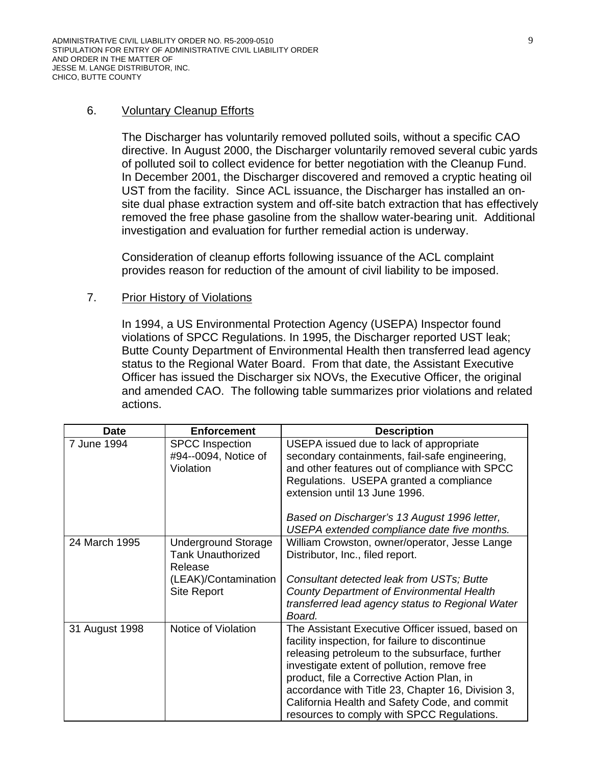6. <u>Voluntary Cleanup Efforts</u>

   The Discharger has voluntarily removed polluted soils, without a specific CAO directive. In August 2000, the Discharger voluntarily removed several cubic yards of polluted soil to collect evidence for better negotiation with the Cleanup Fund. In December 2001, the Discharger discovered and removed a cryptic heating oil UST from the facility. Since ACL issuance, the Discharger has installed an on-site dual phase extraction system and off-site batch extraction that has effectively removed the free phase gasoline from the shallow water-bearing unit. Additional investigation and evaluation for further remedial action is underway.

   Consideration of cleanup efforts following issuance of the ACL complaint provides reason for reduction of the amount of civil liability to be imposed.

7. <u>Prior History of Violations</u>

   In 1994, a US Environmental Protection Agency (USEPA) Inspector found violations of SPCC Regulations. In 1995, the Discharger reported UST leak; Butte County Department of Environmental Health then transferred lead agency status to the Regional Water Board. From that date, the Assistant Executive Officer has issued the Discharger six NOVs, the Executive Officer, the original and amended CAO. The following table summarizes prior violations and related actions.

| Date | Enforcement | Description |
|---|---|---|
| 7 June 1994 | SPCC Inspection #94--0094, Notice of Violation | USEPA issued due to lack of appropriate secondary containments, fail-safe engineering, and other features out of compliance with SPCC Regulations. USEPA granted a compliance extension until 13 June 1996.<br><br>*Based on Discharger's 13 August 1996 letter, USEPA extended compliance date five months.* |
| 24 March 1995 | Underground Storage Tank Unauthorized Release (LEAK)/Contamination Site Report | William Crowston, owner/operator, Jesse Lange Distributor, Inc., filed report.<br><br>*Consultant detected leak from USTs; Butte County Department of Environmental Health transferred lead agency status to Regional Water Board.* |
| 31 August 1998 | Notice of Violation | The Assistant Executive Officer issued, based on facility inspection, for failure to discontinue releasing petroleum to the subsurface, further investigate extent of pollution, remove free product, file a Corrective Action Plan, in accordance with Title 23, Chapter 16, Division 3, California Health and Safety Code, and commit resources to comply with SPCC Regulations. |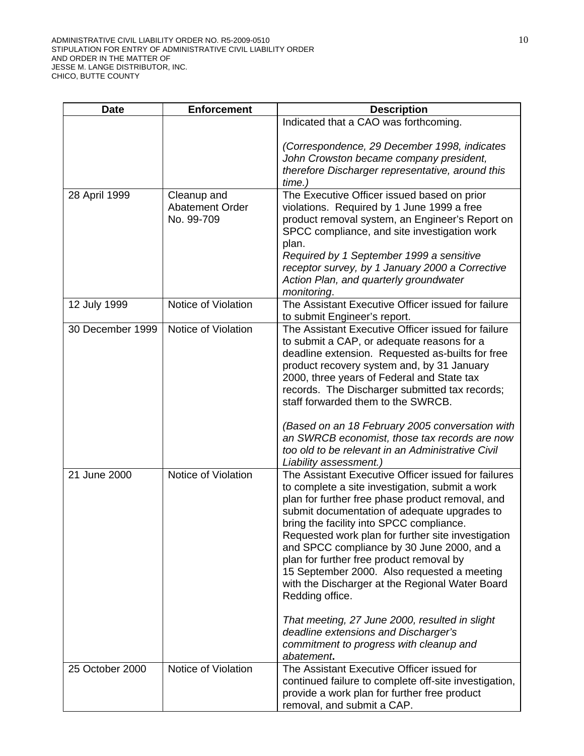| Date | Enforcement | Description |
|---|---|---|
| | | Indicated that a CAO was forthcoming.<br><br>*(Correspondence, 29 December 1998, indicates John Crowston became company president, therefore Discharger representative, around this time.)* |
| 28 April 1999 | Cleanup and Abatement Order No. 99-709 | The Executive Officer issued based on prior violations. Required by 1 June 1999 a free product removal system, an Engineer's Report on SPCC compliance, and site investigation work plan.<br>*Required by 1 September 1999 a sensitive receptor survey, by 1 January 2000 a Corrective Action Plan, and quarterly groundwater monitoring*. |
| 12 July 1999 | Notice of Violation | The Assistant Executive Officer issued for failure to submit Engineer's report. |
| 30 December 1999 | Notice of Violation | The Assistant Executive Officer issued for failure to submit a CAP, or adequate reasons for a deadline extension. Requested as-builts for free product recovery system and, by 31 January 2000, three years of Federal and State tax records. The Discharger submitted tax records; staff forwarded them to the SWRCB.<br><br>*(Based on an 18 February 2005 conversation with an SWRCB economist, those tax records are now too old to be relevant in an Administrative Civil Liability assessment.)* |
| 21 June 2000 | Notice of Violation | The Assistant Executive Officer issued for failures to complete a site investigation, submit a work plan for further free phase product removal, and submit documentation of adequate upgrades to bring the facility into SPCC compliance. Requested work plan for further site investigation and SPCC compliance by 30 June 2000, and a plan for further free product removal by 15 September 2000. Also requested a meeting with the Discharger at the Regional Water Board Redding office.<br><br>*That meeting, 27 June 2000, resulted in slight deadline extensions and Discharger's commitment to progress with cleanup and abatement*. |
| 25 October 2000 | Notice of Violation | The Assistant Executive Officer issued for continued failure to complete off-site investigation, provide a work plan for further free product removal, and submit a CAP. |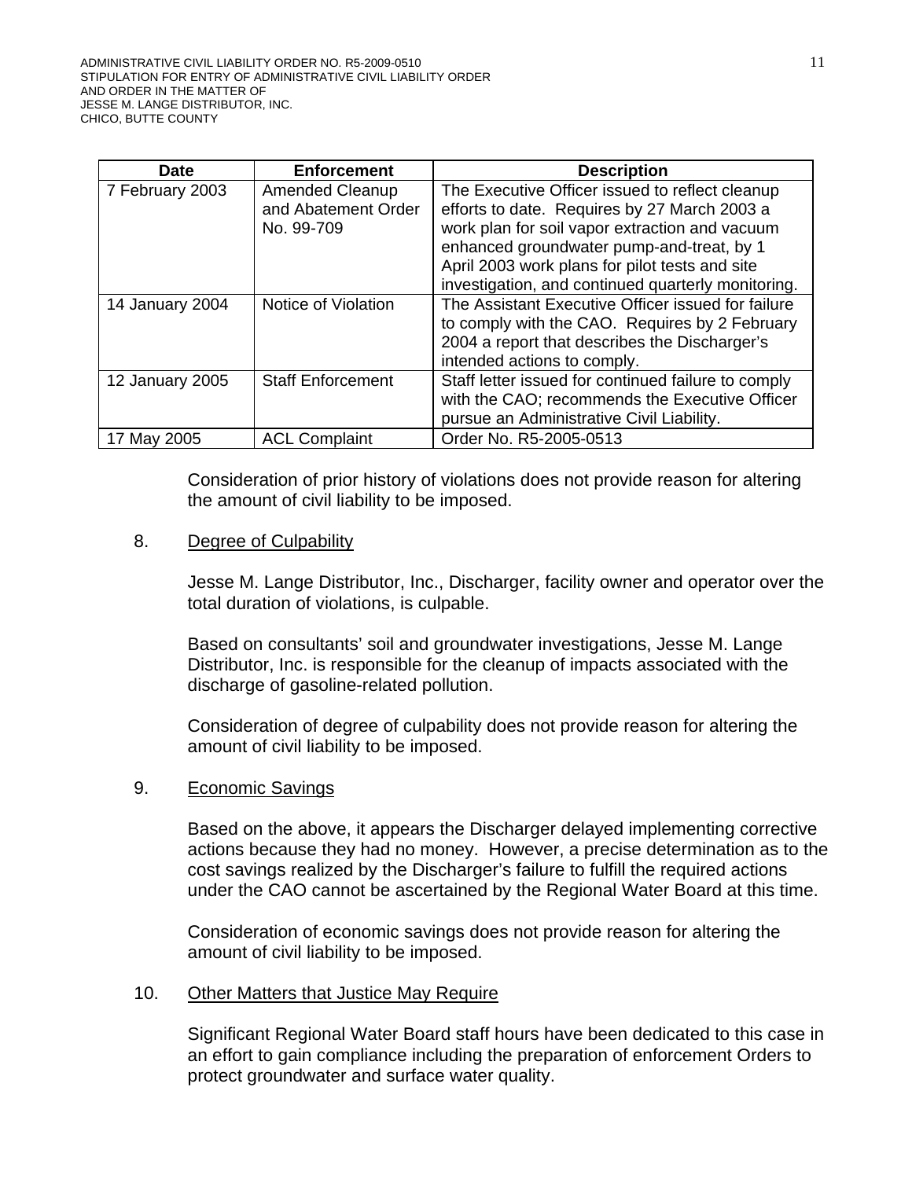| Date | Enforcement | Description |
| --- | --- | --- |
| 7 February 2003 | Amended Cleanup and Abatement Order No. 99-709 | The Executive Officer issued to reflect cleanup efforts to date. Requires by 27 March 2003 a work plan for soil vapor extraction and vacuum enhanced groundwater pump-and-treat, by 1 April 2003 work plans for pilot tests and site investigation, and continued quarterly monitoring. |
| 14 January 2004 | Notice of Violation | The Assistant Executive Officer issued for failure to comply with the CAO. Requires by 2 February 2004 a report that describes the Discharger's intended actions to comply. |
| 12 January 2005 | Staff Enforcement | Staff letter issued for continued failure to comply with the CAO; recommends the Executive Officer pursue an Administrative Civil Liability. |
| 17 May 2005 | ACL Complaint | Order No. R5-2005-0513 |

Consideration of prior history of violations does not provide reason for altering the amount of civil liability to be imposed.

8. Degree of Culpability

Jesse M. Lange Distributor, Inc., Discharger, facility owner and operator over the total duration of violations, is culpable.

Based on consultants' soil and groundwater investigations, Jesse M. Lange Distributor, Inc. is responsible for the cleanup of impacts associated with the discharge of gasoline-related pollution.

Consideration of degree of culpability does not provide reason for altering the amount of civil liability to be imposed.

9. Economic Savings

Based on the above, it appears the Discharger delayed implementing corrective actions because they had no money. However, a precise determination as to the cost savings realized by the Discharger's failure to fulfill the required actions under the CAO cannot be ascertained by the Regional Water Board at this time.

Consideration of economic savings does not provide reason for altering the amount of civil liability to be imposed.

10. Other Matters that Justice May Require

Significant Regional Water Board staff hours have been dedicated to this case in an effort to gain compliance including the preparation of enforcement Orders to protect groundwater and surface water quality.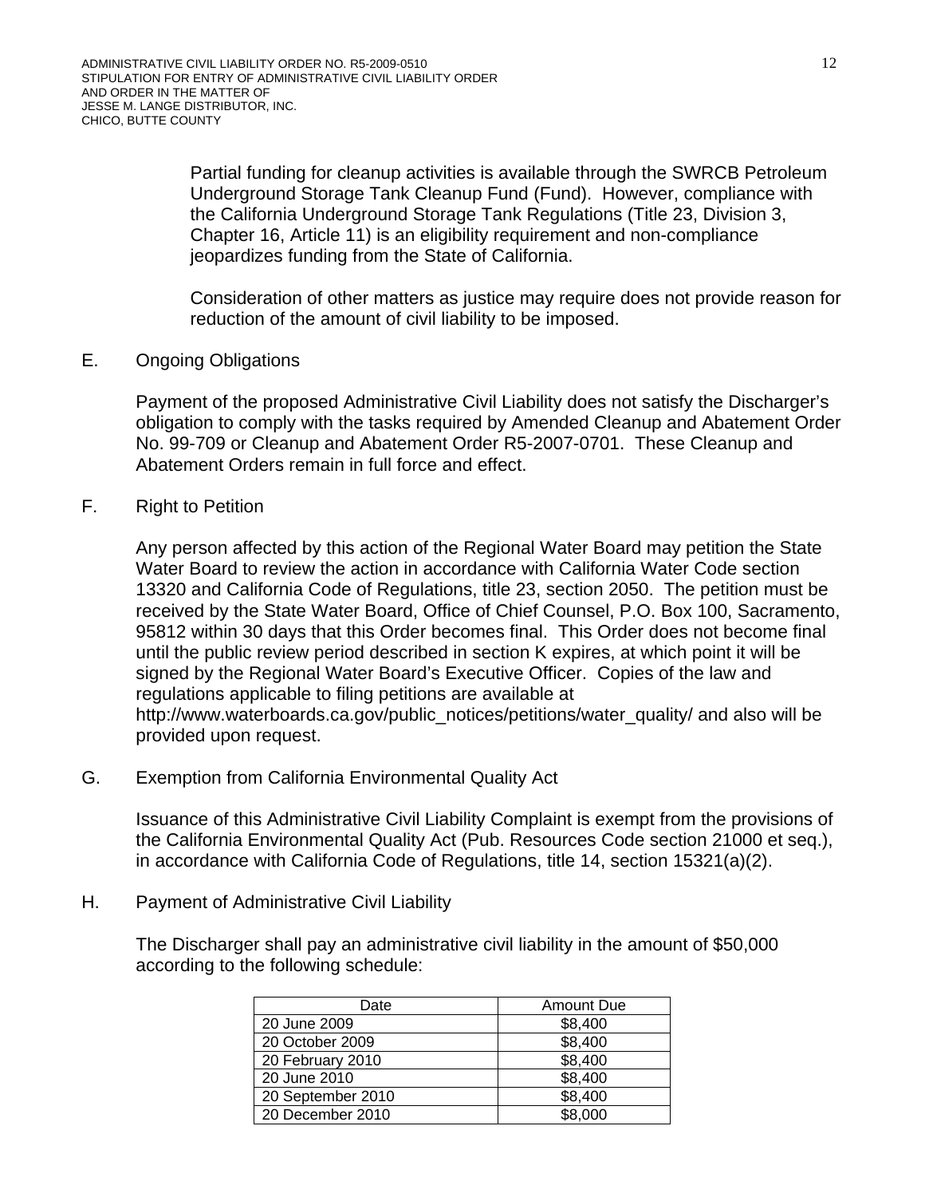Partial funding for cleanup activities is available through the SWRCB Petroleum Underground Storage Tank Cleanup Fund (Fund). However, compliance with the California Underground Storage Tank Regulations (Title 23, Division 3, Chapter 16, Article 11) is an eligibility requirement and non-compliance jeopardizes funding from the State of California.

Consideration of other matters as justice may require does not provide reason for reduction of the amount of civil liability to be imposed.

E. Ongoing Obligations

Payment of the proposed Administrative Civil Liability does not satisfy the Discharger's obligation to comply with the tasks required by Amended Cleanup and Abatement Order No. 99-709 or Cleanup and Abatement Order R5-2007-0701. These Cleanup and Abatement Orders remain in full force and effect.

F. Right to Petition

Any person affected by this action of the Regional Water Board may petition the State Water Board to review the action in accordance with California Water Code section 13320 and California Code of Regulations, title 23, section 2050. The petition must be received by the State Water Board, Office of Chief Counsel, P.O. Box 100, Sacramento, 95812 within 30 days that this Order becomes final. This Order does not become final until the public review period described in section K expires, at which point it will be signed by the Regional Water Board's Executive Officer. Copies of the law and regulations applicable to filing petitions are available at http://www.waterboards.ca.gov/public_notices/petitions/water_quality/ and also will be provided upon request.

G. Exemption from California Environmental Quality Act

Issuance of this Administrative Civil Liability Complaint is exempt from the provisions of the California Environmental Quality Act (Pub. Resources Code section 21000 et seq.), in accordance with California Code of Regulations, title 14, section 15321(a)(2).

H. Payment of Administrative Civil Liability

The Discharger shall pay an administrative civil liability in the amount of $50,000 according to the following schedule:

| Date | Amount Due |
|---|---|
| 20 June 2009 | $8,400 |
| 20 October 2009 | $8,400 |
| 20 February 2010 | $8,400 |
| 20 June 2010 | $8,400 |
| 20 September 2010 | $8,400 |
| 20 December 2010 | $8,000 |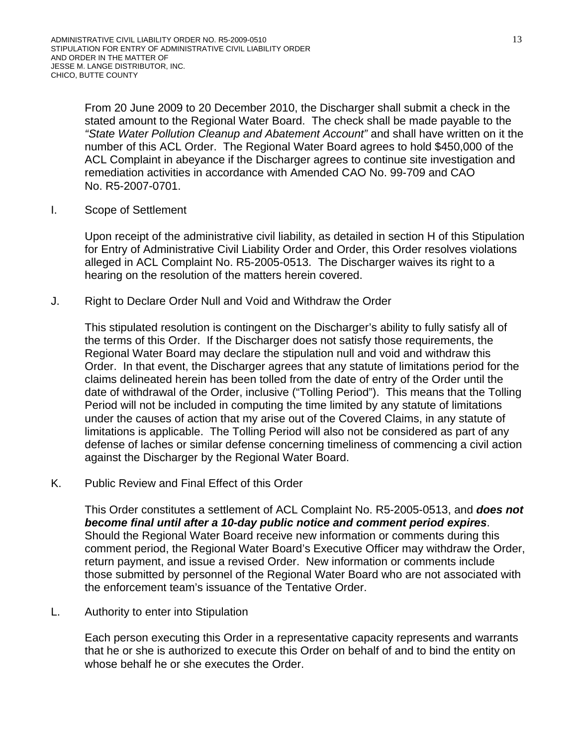From 20 June 2009 to 20 December 2010, the Discharger shall submit a check in the stated amount to the Regional Water Board. The check shall be made payable to the *"State Water Pollution Cleanup and Abatement Account"* and shall have written on it the number of this ACL Order. The Regional Water Board agrees to hold $450,000 of the ACL Complaint in abeyance if the Discharger agrees to continue site investigation and remediation activities in accordance with Amended CAO No. 99-709 and CAO No. R5-2007-0701.

I. Scope of Settlement

Upon receipt of the administrative civil liability, as detailed in section H of this Stipulation for Entry of Administrative Civil Liability Order and Order, this Order resolves violations alleged in ACL Complaint No. R5-2005-0513. The Discharger waives its right to a hearing on the resolution of the matters herein covered.

J. Right to Declare Order Null and Void and Withdraw the Order

This stipulated resolution is contingent on the Discharger's ability to fully satisfy all of the terms of this Order. If the Discharger does not satisfy those requirements, the Regional Water Board may declare the stipulation null and void and withdraw this Order. In that event, the Discharger agrees that any statute of limitations period for the claims delineated herein has been tolled from the date of entry of the Order until the date of withdrawal of the Order, inclusive ("Tolling Period"). This means that the Tolling Period will not be included in computing the time limited by any statute of limitations under the causes of action that my arise out of the Covered Claims, in any statute of limitations is applicable. The Tolling Period will also not be considered as part of any defense of laches or similar defense concerning timeliness of commencing a civil action against the Discharger by the Regional Water Board.

K. Public Review and Final Effect of this Order

This Order constitutes a settlement of ACL Complaint No. R5-2005-0513, and ***does not become final until after a 10-day public notice and comment period expires***. Should the Regional Water Board receive new information or comments during this comment period, the Regional Water Board's Executive Officer may withdraw the Order, return payment, and issue a revised Order. New information or comments include those submitted by personnel of the Regional Water Board who are not associated with the enforcement team's issuance of the Tentative Order.

L. Authority to enter into Stipulation

Each person executing this Order in a representative capacity represents and warrants that he or she is authorized to execute this Order on behalf of and to bind the entity on whose behalf he or she executes the Order.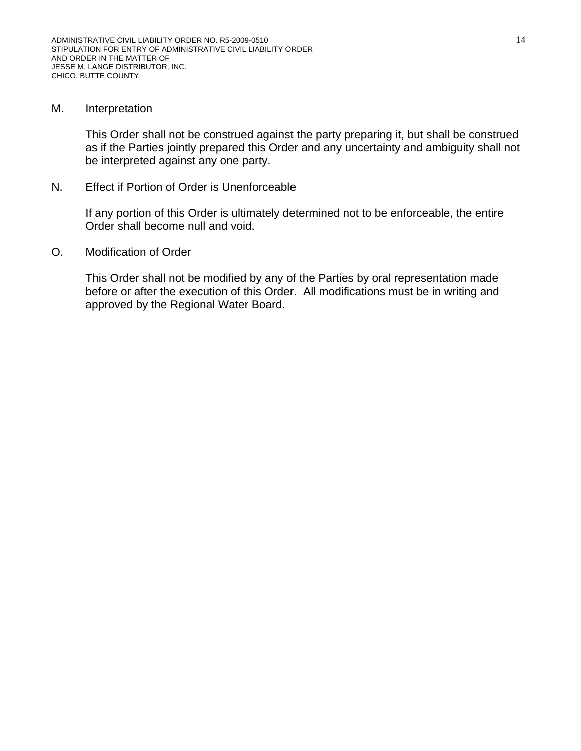M. Interpretation

This Order shall not be construed against the party preparing it, but shall be construed as if the Parties jointly prepared this Order and any uncertainty and ambiguity shall not be interpreted against any one party.

N. Effect if Portion of Order is Unenforceable

If any portion of this Order is ultimately determined not to be enforceable, the entire Order shall become null and void.

O. Modification of Order

This Order shall not be modified by any of the Parties by oral representation made before or after the execution of this Order. All modifications must be in writing and approved by the Regional Water Board.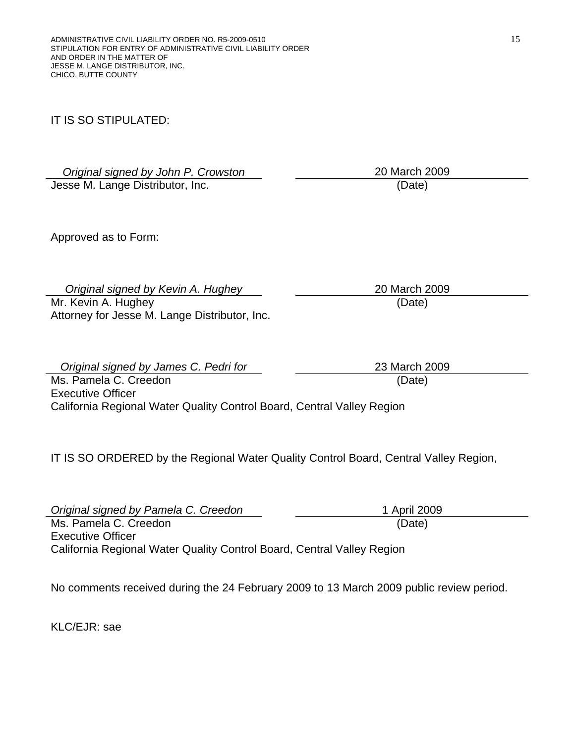IT IS SO STIPULATED:

*Original signed by John P. Crowston* — 20 March 2009
Jesse M. Lange Distributor, Inc. — (Date)

Approved as to Form:

*Original signed by Kevin A. Hughey* — 20 March 2009
Mr. Kevin A. Hughey — (Date)
Attorney for Jesse M. Lange Distributor, Inc.

*Original signed by James C. Pedri for* — 23 March 2009
Ms. Pamela C. Creedon — (Date)
Executive Officer
California Regional Water Quality Control Board, Central Valley Region

IT IS SO ORDERED by the Regional Water Quality Control Board, Central Valley Region,

*Original signed by Pamela C. Creedon* — 1 April 2009
Ms. Pamela C. Creedon — (Date)
Executive Officer
California Regional Water Quality Control Board, Central Valley Region

No comments received during the 24 February 2009 to 13 March 2009 public review period.

KLC/EJR: sae